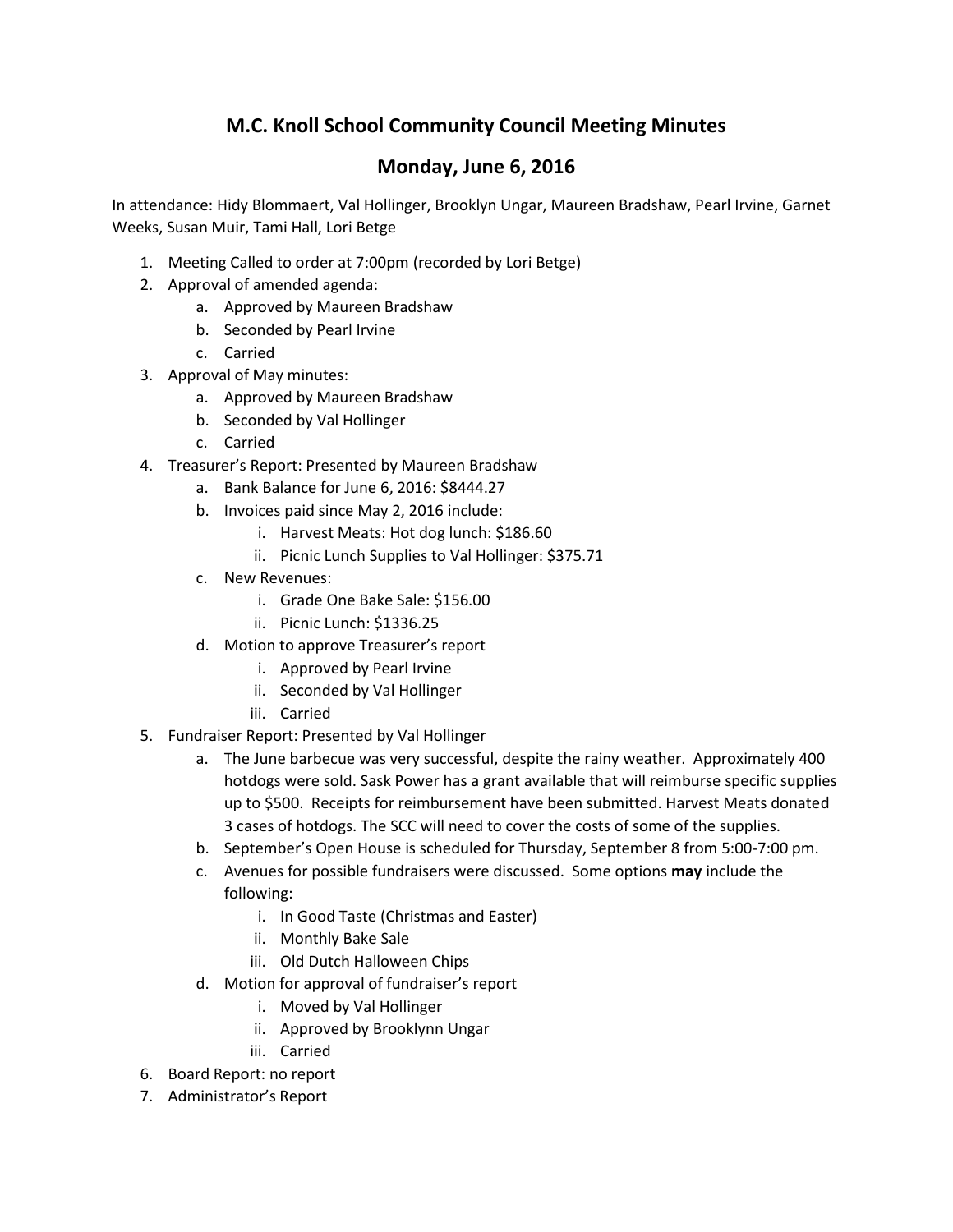# M.C. Knoll School Community Council Meeting Minutes

## Monday, June 6, 2016

In attendance: Hidy Blommaert, Val Hollinger, Brooklyn Ungar, Maureen Bradshaw, Pearl Irvine, Garnet Weeks, Susan Muir, Tami Hall, Lori Betge

1. Meeting Called to order at 7:00pm (recorded by Lori Betge)
2. Approval of amended agenda:
    a. Approved by Maureen Bradshaw
    b. Seconded by Pearl Irvine
    c. Carried
3. Approval of May minutes:
    a. Approved by Maureen Bradshaw
    b. Seconded by Val Hollinger
    c. Carried
4. Treasurer's Report: Presented by Maureen Bradshaw
    a. Bank Balance for June 6, 2016: $8444.27
    b. Invoices paid since May 2, 2016 include:
        i. Harvest Meats: Hot dog lunch: $186.60
        ii. Picnic Lunch Supplies to Val Hollinger: $375.71
    c. New Revenues:
        i. Grade One Bake Sale: $156.00
        ii. Picnic Lunch: $1336.25
    d. Motion to approve Treasurer's report
        i. Approved by Pearl Irvine
        ii. Seconded by Val Hollinger
        iii. Carried
5. Fundraiser Report: Presented by Val Hollinger
    a. The June barbecue was very successful, despite the rainy weather. Approximately 400 hotdogs were sold. Sask Power has a grant available that will reimburse specific supplies up to $500. Receipts for reimbursement have been submitted. Harvest Meats donated 3 cases of hotdogs. The SCC will need to cover the costs of some of the supplies.
    b. September's Open House is scheduled for Thursday, September 8 from 5:00-7:00 pm.
    c. Avenues for possible fundraisers were discussed. Some options **may** include the following:
        i. In Good Taste (Christmas and Easter)
        ii. Monthly Bake Sale
        iii. Old Dutch Halloween Chips
    d. Motion for approval of fundraiser's report
        i. Moved by Val Hollinger
        ii. Approved by Brooklynn Ungar
        iii. Carried
6. Board Report: no report
7. Administrator's Report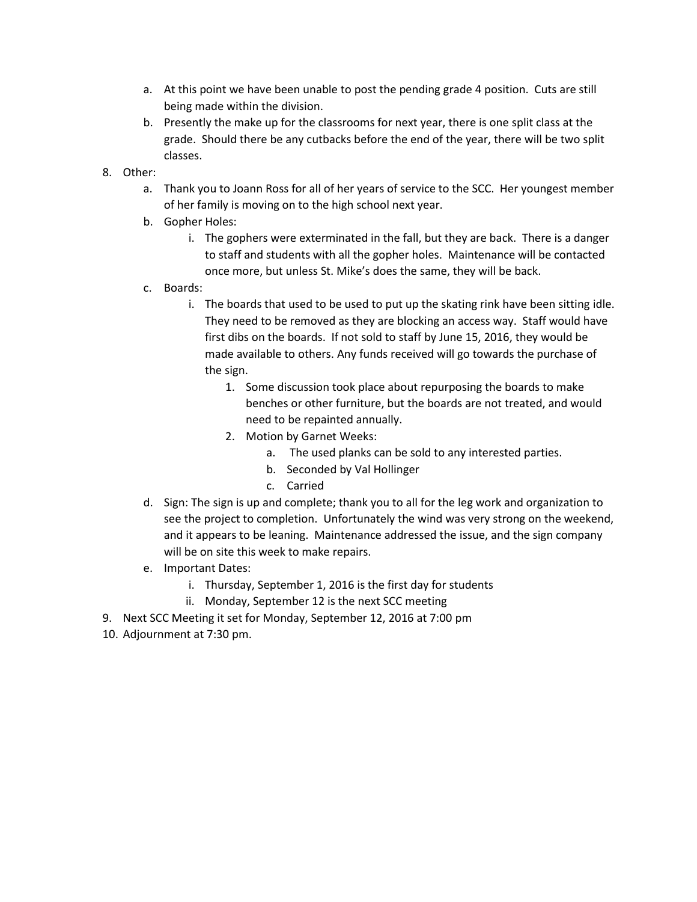a. At this point we have been unable to post the pending grade 4 position. Cuts are still being made within the division.
   b. Presently the make up for the classrooms for next year, there is one split class at the grade. Should there be any cutbacks before the end of the year, there will be two split classes.

8. Other:
   a. Thank you to Joann Ross for all of her years of service to the SCC. Her youngest member of her family is moving on to the high school next year.
   b. Gopher Holes:
      i. The gophers were exterminated in the fall, but they are back. There is a danger to staff and students with all the gopher holes. Maintenance will be contacted once more, but unless St. Mike's does the same, they will be back.
   c. Boards:
      i. The boards that used to be used to put up the skating rink have been sitting idle. They need to be removed as they are blocking an access way. Staff would have first dibs on the boards. If not sold to staff by June 15, 2016, they would be made available to others. Any funds received will go towards the purchase of the sign.
         1. Some discussion took place about repurposing the boards to make benches or other furniture, but the boards are not treated, and would need to be repainted annually.
         2. Motion by Garnet Weeks:
            a. The used planks can be sold to any interested parties.
            b. Seconded by Val Hollinger
            c. Carried
   d. Sign: The sign is up and complete; thank you to all for the leg work and organization to see the project to completion. Unfortunately the wind was very strong on the weekend, and it appears to be leaning. Maintenance addressed the issue, and the sign company will be on site this week to make repairs.
   e. Important Dates:
      i. Thursday, September 1, 2016 is the first day for students
      ii. Monday, September 12 is the next SCC meeting

9. Next SCC Meeting it set for Monday, September 12, 2016 at 7:00 pm
10. Adjournment at 7:30 pm.